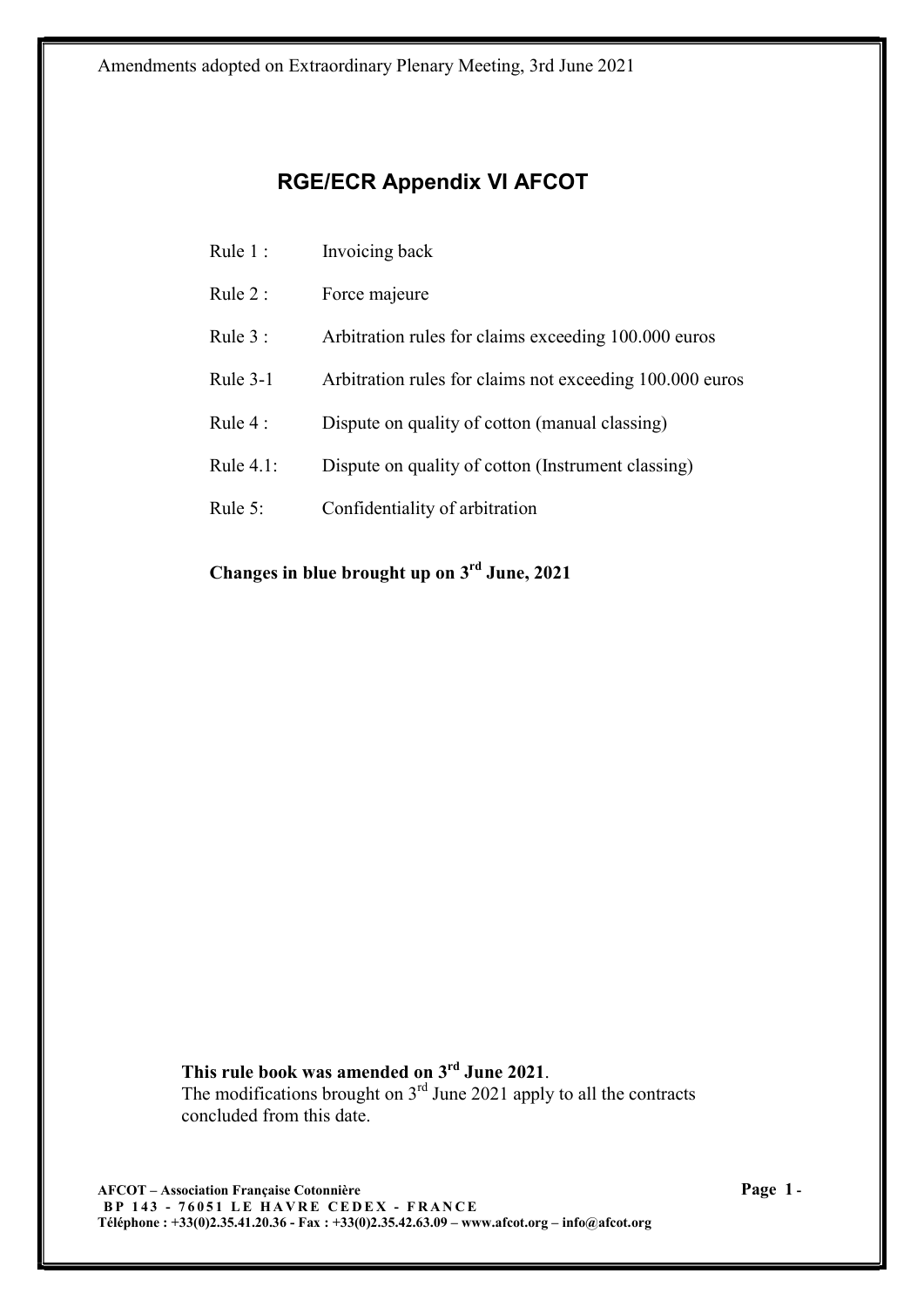Amendments adopted on Extraordinary Plenary Meeting, 3rd June 2021

# RGE/ECR Appendix VI AFCOT

| | |
|---|---|
| Rule 1 : | Invoicing back |
| Rule 2 : | Force majeure |
| Rule 3 : | Arbitration rules for claims exceeding 100.000 euros |
| Rule 3-1 | Arbitration rules for claims not exceeding 100.000 euros |
| Rule 4 : | Dispute on quality of cotton (manual classing) |
| Rule 4.1: | Dispute on quality of cotton (Instrument classing) |
| Rule 5: | Confidentiality of arbitration |

**Changes in blue brought up on 3rd June, 2021**

**This rule book was amended on 3rd June 2021**.
The modifications brought on 3rd June 2021 apply to all the contracts concluded from this date.

**AFCOT – Association Française Cotonnière**
**BP 143 - 76051 LE HAVRE CEDEX - FRANCE**
**Téléphone : +33(0)2.35.41.20.36 - Fax : +33(0)2.35.42.63.09 – www.afcot.org – info@afcot.org**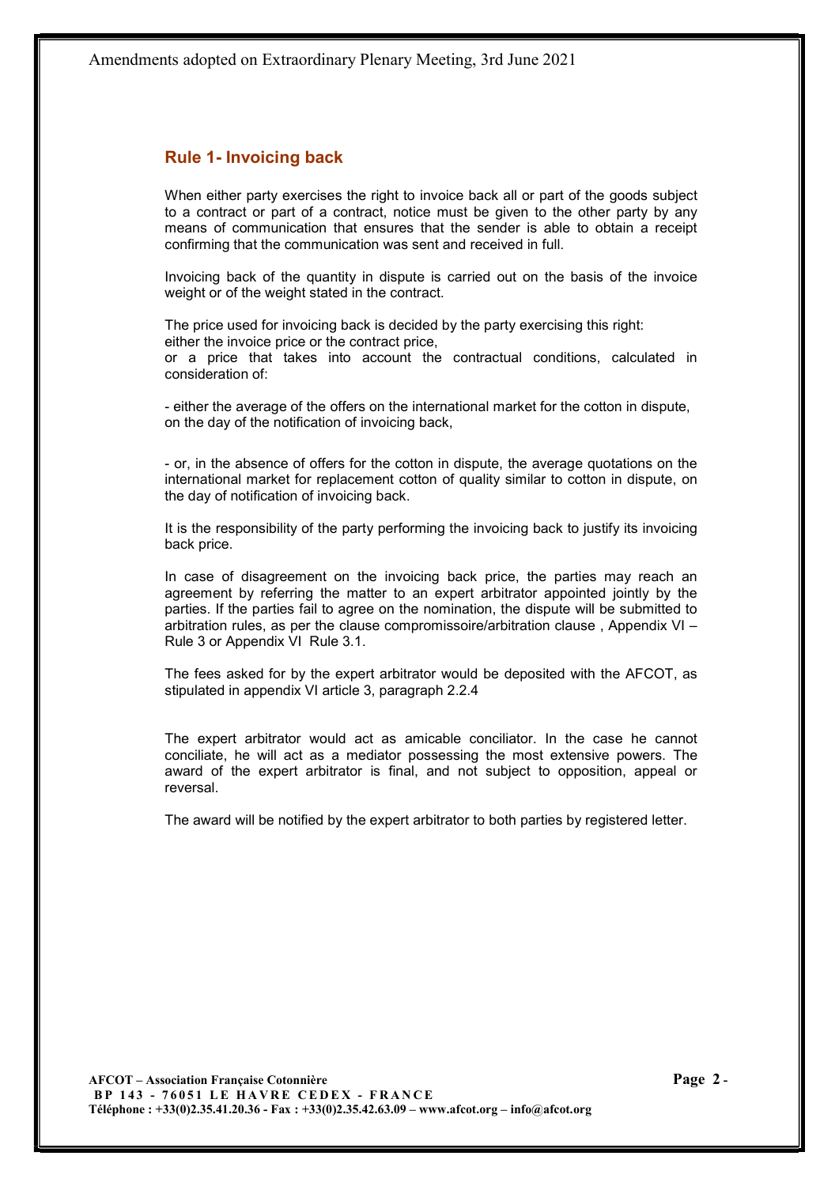## Rule 1- Invoicing back

When either party exercises the right to invoice back all or part of the goods subject to a contract or part of a contract, notice must be given to the other party by any means of communication that ensures that the sender is able to obtain a receipt confirming that the communication was sent and received in full.

Invoicing back of the quantity in dispute is carried out on the basis of the invoice weight or of the weight stated in the contract.

The price used for invoicing back is decided by the party exercising this right:
either the invoice price or the contract price,
or a price that takes into account the contractual conditions, calculated in consideration of:

- either the average of the offers on the international market for the cotton in dispute, on the day of the notification of invoicing back,

- or, in the absence of offers for the cotton in dispute, the average quotations on the international market for replacement cotton of quality similar to cotton in dispute, on the day of notification of invoicing back.

It is the responsibility of the party performing the invoicing back to justify its invoicing back price.

In case of disagreement on the invoicing back price, the parties may reach an agreement by referring the matter to an expert arbitrator appointed jointly by the parties. If the parties fail to agree on the nomination, the dispute will be submitted to arbitration rules, as per the clause compromissoire/arbitration clause , Appendix VI – Rule 3 or Appendix VI Rule 3.1.

The fees asked for by the expert arbitrator would be deposited with the AFCOT, as stipulated in appendix VI article 3, paragraph 2.2.4

The expert arbitrator would act as amicable conciliator. In the case he cannot conciliate, he will act as a mediator possessing the most extensive powers. The award of the expert arbitrator is final, and not subject to opposition, appeal or reversal.

The award will be notified by the expert arbitrator to both parties by registered letter.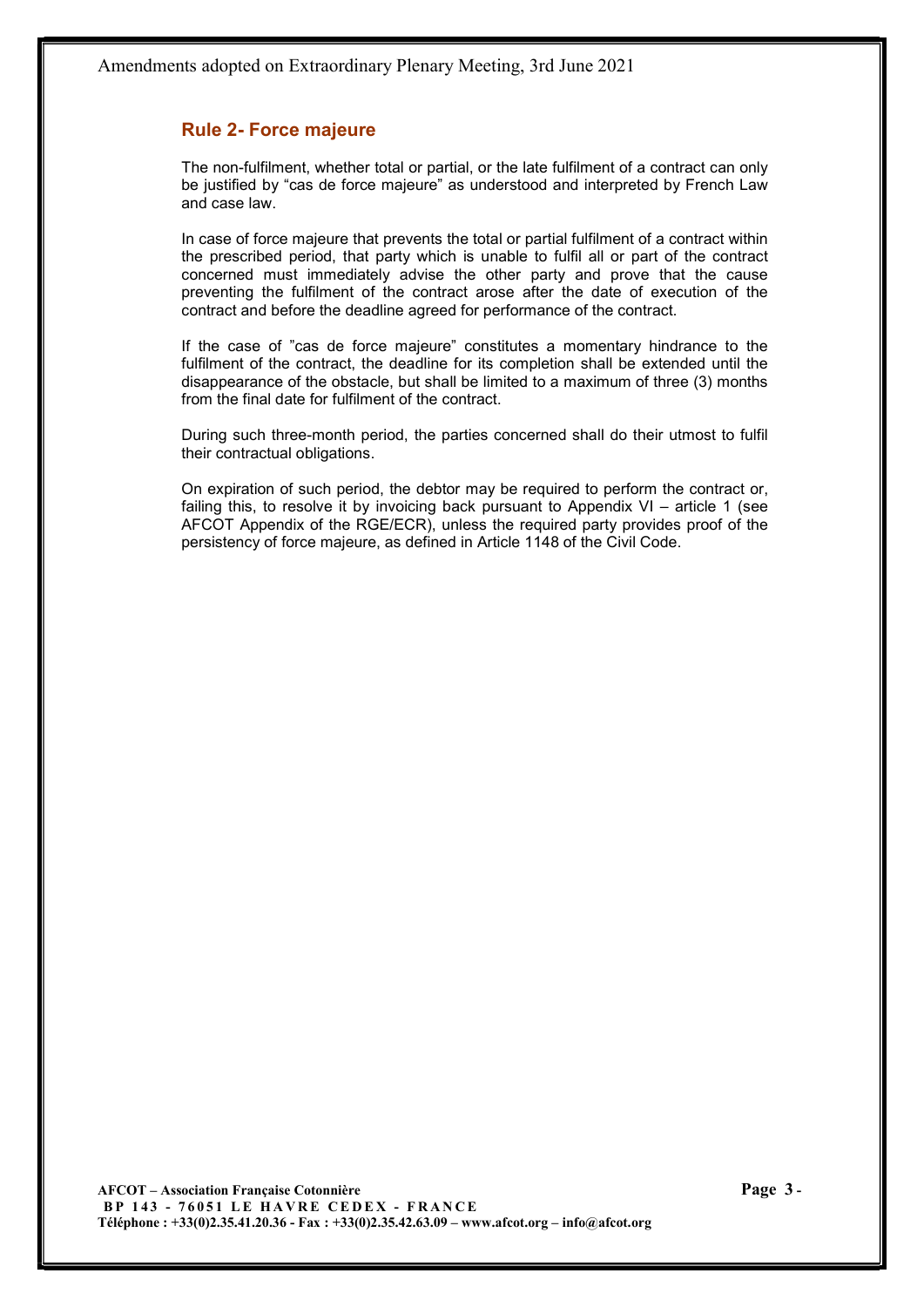## Rule 2- Force majeure

The non-fulfilment, whether total or partial, or the late fulfilment of a contract can only be justified by “cas de force majeure” as understood and interpreted by French Law and case law.

In case of force majeure that prevents the total or partial fulfilment of a contract within the prescribed period, that party which is unable to fulfil all or part of the contract concerned must immediately advise the other party and prove that the cause preventing the fulfilment of the contract arose after the date of execution of the contract and before the deadline agreed for performance of the contract.

If the case of ”cas de force majeure” constitutes a momentary hindrance to the fulfilment of the contract, the deadline for its completion shall be extended until the disappearance of the obstacle, but shall be limited to a maximum of three (3) months from the final date for fulfilment of the contract.

During such three-month period, the parties concerned shall do their utmost to fulfil their contractual obligations.

On expiration of such period, the debtor may be required to perform the contract or, failing this, to resolve it by invoicing back pursuant to Appendix VI – article 1 (see AFCOT Appendix of the RGE/ECR), unless the required party provides proof of the persistency of force majeure, as defined in Article 1148 of the Civil Code.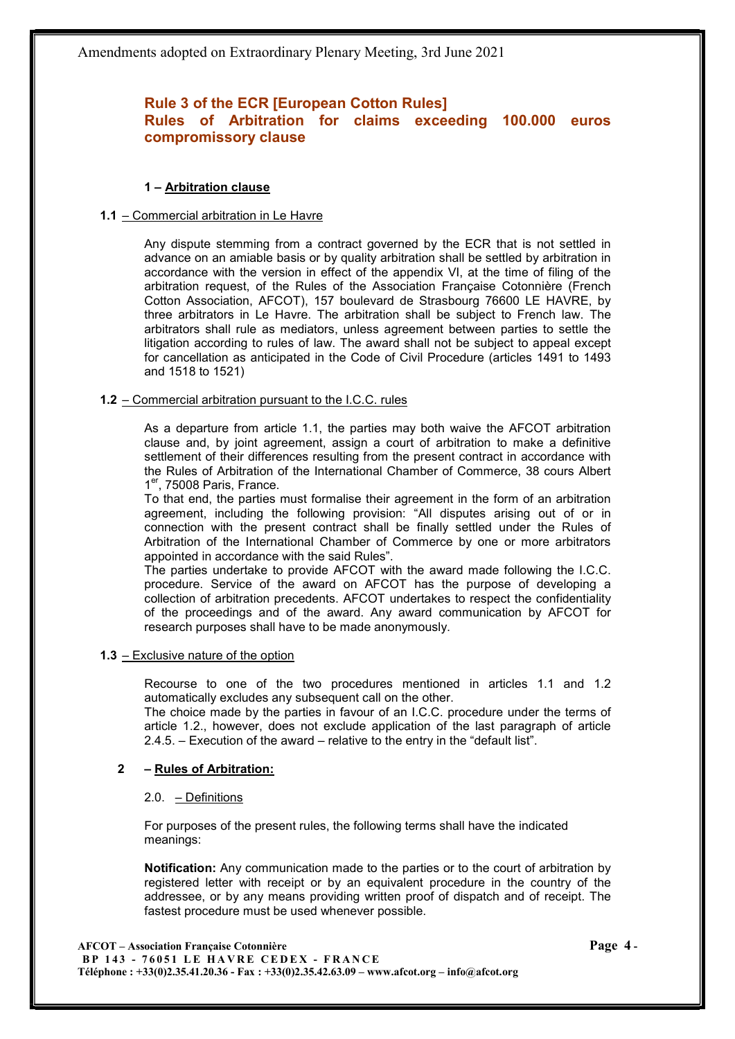# Rule 3 of the ECR [European Cotton Rules]
# Rules of Arbitration for claims exceeding 100.000 euros compromissory clause

### 1 – Arbitration clause

**1.1** – Commercial arbitration in Le Havre

Any dispute stemming from a contract governed by the ECR that is not settled in advance on an amiable basis or by quality arbitration shall be settled by arbitration in accordance with the version in effect of the appendix VI, at the time of filing of the arbitration request, of the Rules of the Association Française Cotonnière (French Cotton Association, AFCOT), 157 boulevard de Strasbourg 76600 LE HAVRE, by three arbitrators in Le Havre. The arbitration shall be subject to French law. The arbitrators shall rule as mediators, unless agreement between parties to settle the litigation according to rules of law. The award shall not be subject to appeal except for cancellation as anticipated in the Code of Civil Procedure (articles 1491 to 1493 and 1518 to 1521)

**1.2** – Commercial arbitration pursuant to the I.C.C. rules

As a departure from article 1.1, the parties may both waive the AFCOT arbitration clause and, by joint agreement, assign a court of arbitration to make a definitive settlement of their differences resulting from the present contract in accordance with the Rules of Arbitration of the International Chamber of Commerce, 38 cours Albert 1er, 75008 Paris, France.

To that end, the parties must formalise their agreement in the form of an arbitration agreement, including the following provision: "All disputes arising out of or in connection with the present contract shall be finally settled under the Rules of Arbitration of the International Chamber of Commerce by one or more arbitrators appointed in accordance with the said Rules".

The parties undertake to provide AFCOT with the award made following the I.C.C. procedure. Service of the award on AFCOT has the purpose of developing a collection of arbitration precedents. AFCOT undertakes to respect the confidentiality of the proceedings and of the award. Any award communication by AFCOT for research purposes shall have to be made anonymously.

**1.3** – Exclusive nature of the option

Recourse to one of the two procedures mentioned in articles 1.1 and 1.2 automatically excludes any subsequent call on the other.

The choice made by the parties in favour of an I.C.C. procedure under the terms of article 1.2., however, does not exclude application of the last paragraph of article 2.4.5. – Execution of the award – relative to the entry in the "default list".

### 2 – Rules of Arbitration:

2.0. – Definitions

For purposes of the present rules, the following terms shall have the indicated meanings:

**Notification:** Any communication made to the parties or to the court of arbitration by registered letter with receipt or by an equivalent procedure in the country of the addressee, or by any means providing written proof of dispatch and of receipt. The fastest procedure must be used whenever possible.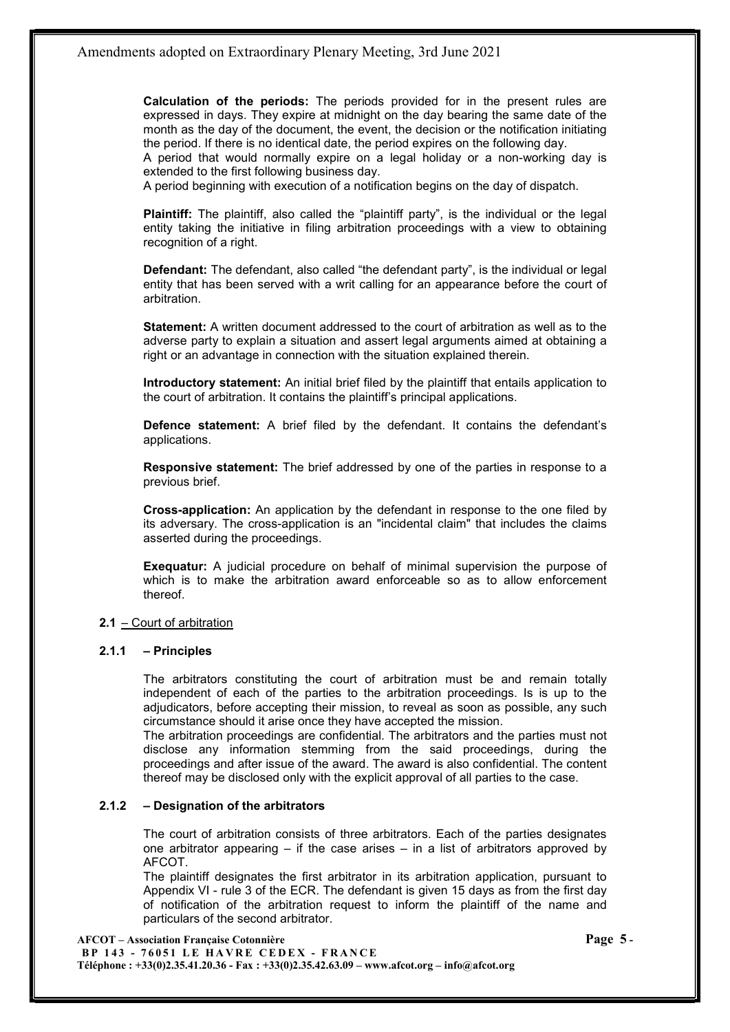**Calculation of the periods:** The periods provided for in the present rules are expressed in days. They expire at midnight on the day bearing the same date of the month as the day of the document, the event, the decision or the notification initiating the period. If there is no identical date, the period expires on the following day.
A period that would normally expire on a legal holiday or a non-working day is extended to the first following business day.
A period beginning with execution of a notification begins on the day of dispatch.

**Plaintiff:** The plaintiff, also called the "plaintiff party", is the individual or the legal entity taking the initiative in filing arbitration proceedings with a view to obtaining recognition of a right.

**Defendant:** The defendant, also called "the defendant party", is the individual or legal entity that has been served with a writ calling for an appearance before the court of arbitration.

**Statement:** A written document addressed to the court of arbitration as well as to the adverse party to explain a situation and assert legal arguments aimed at obtaining a right or an advantage in connection with the situation explained therein.

**Introductory statement:** An initial brief filed by the plaintiff that entails application to the court of arbitration. It contains the plaintiff's principal applications.

**Defence statement:** A brief filed by the defendant. It contains the defendant's applications.

**Responsive statement:** The brief addressed by one of the parties in response to a previous brief.

**Cross-application:** An application by the defendant in response to the one filed by its adversary. The cross-application is an "incidental claim" that includes the claims asserted during the proceedings.

**Exequatur:** A judicial procedure on behalf of minimal supervision the purpose of which is to make the arbitration award enforceable so as to allow enforcement thereof.

### **2.1** – Court of arbitration

#### **2.1.1 – Principles**

The arbitrators constituting the court of arbitration must be and remain totally independent of each of the parties to the arbitration proceedings. Is is up to the adjudicators, before accepting their mission, to reveal as soon as possible, any such circumstance should it arise once they have accepted the mission.
The arbitration proceedings are confidential. The arbitrators and the parties must not disclose any information stemming from the said proceedings, during the proceedings and after issue of the award. The award is also confidential. The content thereof may be disclosed only with the explicit approval of all parties to the case.

#### **2.1.2 – Designation of the arbitrators**

The court of arbitration consists of three arbitrators. Each of the parties designates one arbitrator appearing – if the case arises – in a list of arbitrators approved by AFCOT.
The plaintiff designates the first arbitrator in its arbitration application, pursuant to Appendix VI - rule 3 of the ECR. The defendant is given 15 days as from the first day of notification of the arbitration request to inform the plaintiff of the name and particulars of the second arbitrator.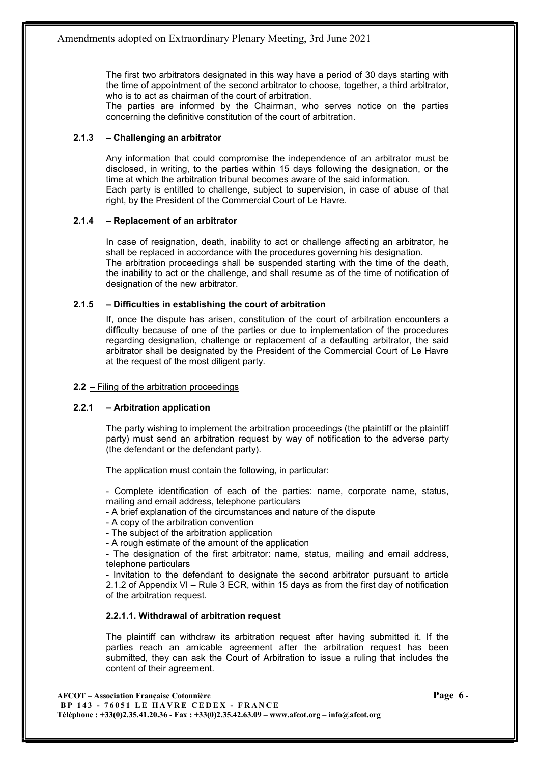The first two arbitrators designated in this way have a period of 30 days starting with the time of appointment of the second arbitrator to choose, together, a third arbitrator, who is to act as chairman of the court of arbitration.

The parties are informed by the Chairman, who serves notice on the parties concerning the definitive constitution of the court of arbitration.

#### 2.1.3 – Challenging an arbitrator

Any information that could compromise the independence of an arbitrator must be disclosed, in writing, to the parties within 15 days following the designation, or the time at which the arbitration tribunal becomes aware of the said information.

Each party is entitled to challenge, subject to supervision, in case of abuse of that right, by the President of the Commercial Court of Le Havre.

#### 2.1.4 – Replacement of an arbitrator

In case of resignation, death, inability to act or challenge affecting an arbitrator, he shall be replaced in accordance with the procedures governing his designation.

The arbitration proceedings shall be suspended starting with the time of the death, the inability to act or the challenge, and shall resume as of the time of notification of designation of the new arbitrator.

#### 2.1.5 – Difficulties in establishing the court of arbitration

If, once the dispute has arisen, constitution of the court of arbitration encounters a difficulty because of one of the parties or due to implementation of the procedures regarding designation, challenge or replacement of a defaulting arbitrator, the said arbitrator shall be designated by the President of the Commercial Court of Le Havre at the request of the most diligent party.

### 2.2 – Filing of the arbitration proceedings

#### 2.2.1 – Arbitration application

The party wishing to implement the arbitration proceedings (the plaintiff or the plaintiff party) must send an arbitration request by way of notification to the adverse party (the defendant or the defendant party).

The application must contain the following, in particular:

- Complete identification of each of the parties: name, corporate name, status, mailing and email address, telephone particulars
- A brief explanation of the circumstances and nature of the dispute
- A copy of the arbitration convention
- The subject of the arbitration application
- A rough estimate of the amount of the application
- The designation of the first arbitrator: name, status, mailing and email address, telephone particulars
- Invitation to the defendant to designate the second arbitrator pursuant to article 2.1.2 of Appendix VI – Rule 3 ECR, within 15 days as from the first day of notification of the arbitration request.

##### 2.2.1.1. Withdrawal of arbitration request

The plaintiff can withdraw its arbitration request after having submitted it. If the parties reach an amicable agreement after the arbitration request has been submitted, they can ask the Court of Arbitration to issue a ruling that includes the content of their agreement.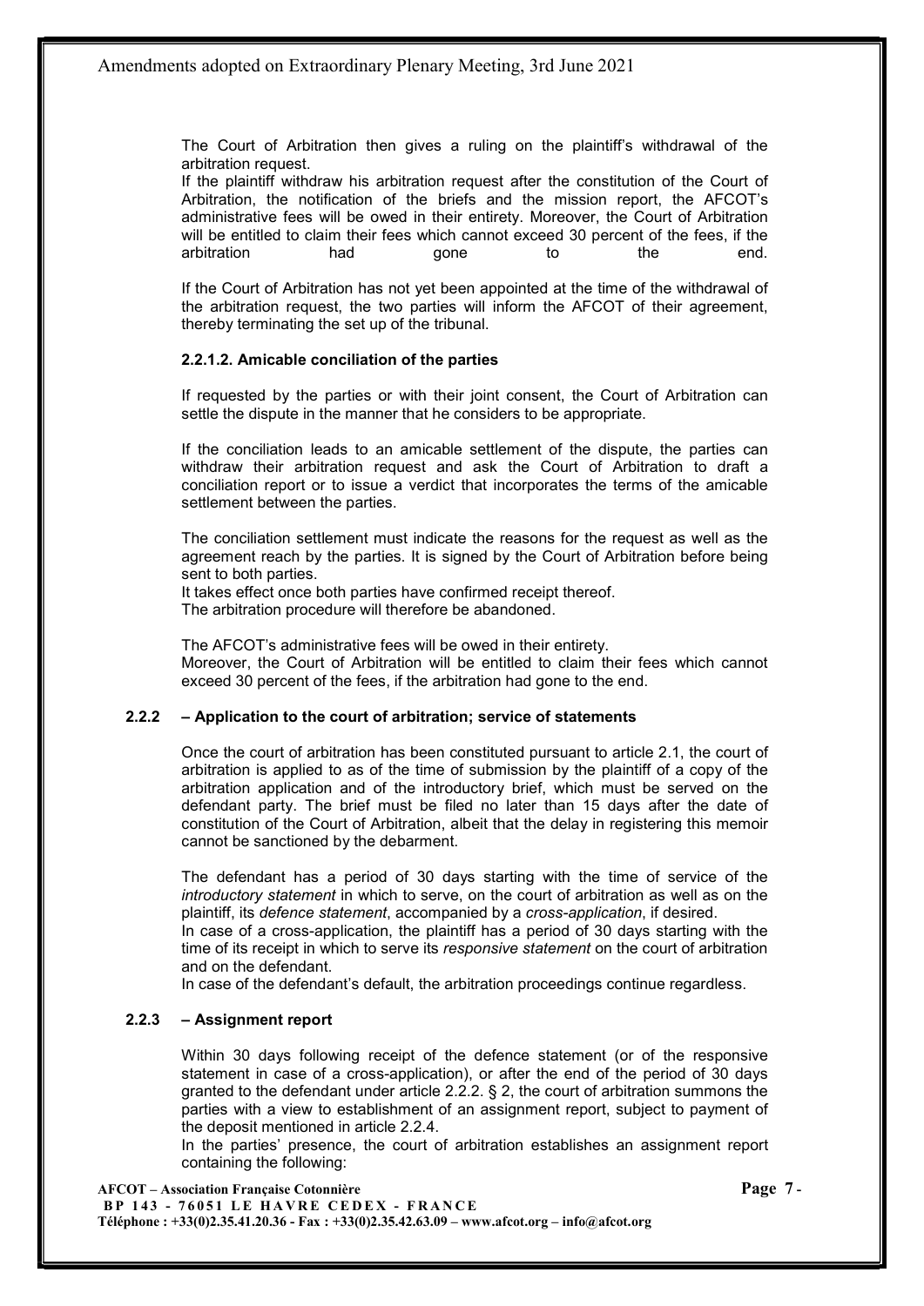The Court of Arbitration then gives a ruling on the plaintiff's withdrawal of the arbitration request.

If the plaintiff withdraw his arbitration request after the constitution of the Court of Arbitration, the notification of the briefs and the mission report, the AFCOT's administrative fees will be owed in their entirety. Moreover, the Court of Arbitration will be entitled to claim their fees which cannot exceed 30 percent of the fees, if the arbitration had gone to the end.

If the Court of Arbitration has not yet been appointed at the time of the withdrawal of the arbitration request, the two parties will inform the AFCOT of their agreement, thereby terminating the set up of the tribunal.

#### 2.2.1.2. Amicable conciliation of the parties

If requested by the parties or with their joint consent, the Court of Arbitration can settle the dispute in the manner that he considers to be appropriate.

If the conciliation leads to an amicable settlement of the dispute, the parties can withdraw their arbitration request and ask the Court of Arbitration to draft a conciliation report or to issue a verdict that incorporates the terms of the amicable settlement between the parties.

The conciliation settlement must indicate the reasons for the request as well as the agreement reach by the parties. It is signed by the Court of Arbitration before being sent to both parties.

It takes effect once both parties have confirmed receipt thereof.

The arbitration procedure will therefore be abandoned.

The AFCOT's administrative fees will be owed in their entirety.

Moreover, the Court of Arbitration will be entitled to claim their fees which cannot exceed 30 percent of the fees, if the arbitration had gone to the end.

### 2.2.2 – Application to the court of arbitration; service of statements

Once the court of arbitration has been constituted pursuant to article 2.1, the court of arbitration is applied to as of the time of submission by the plaintiff of a copy of the arbitration application and of the introductory brief, which must be served on the defendant party. The brief must be filed no later than 15 days after the date of constitution of the Court of Arbitration, albeit that the delay in registering this memoir cannot be sanctioned by the debarment.

The defendant has a period of 30 days starting with the time of service of the *introductory statement* in which to serve, on the court of arbitration as well as on the plaintiff, its *defence statement*, accompanied by a *cross-application*, if desired.

In case of a cross-application, the plaintiff has a period of 30 days starting with the time of its receipt in which to serve its *responsive statement* on the court of arbitration and on the defendant.

In case of the defendant's default, the arbitration proceedings continue regardless.

### 2.2.3 – Assignment report

Within 30 days following receipt of the defence statement (or of the responsive statement in case of a cross-application), or after the end of the period of 30 days granted to the defendant under article 2.2.2. § 2, the court of arbitration summons the parties with a view to establishment of an assignment report, subject to payment of the deposit mentioned in article 2.2.4.

In the parties' presence, the court of arbitration establishes an assignment report containing the following: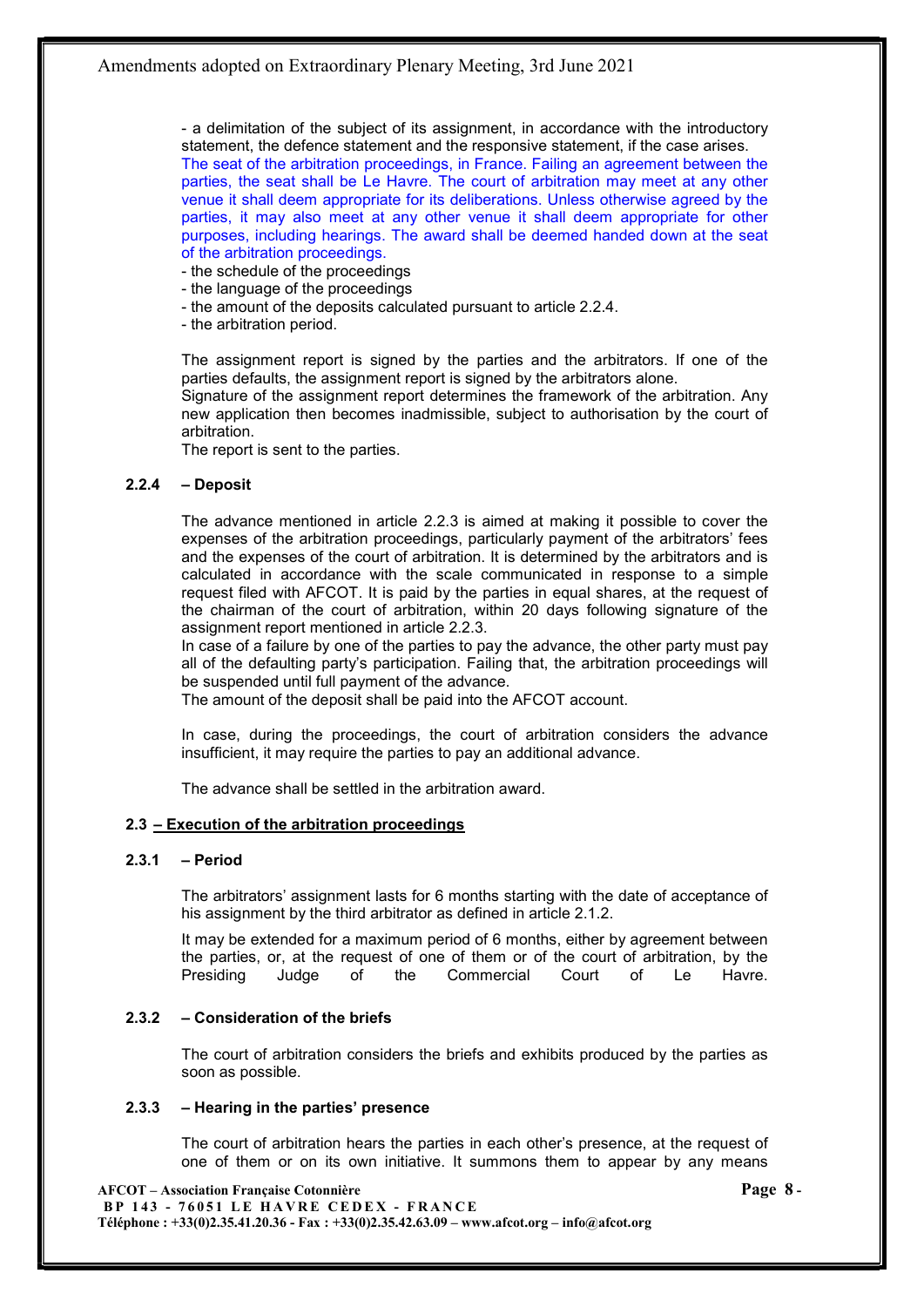- a delimitation of the subject of its assignment, in accordance with the introductory statement, the defence statement and the responsive statement, if the case arises.
The seat of the arbitration proceedings, in France. Failing an agreement between the parties, the seat shall be Le Havre. The court of arbitration may meet at any other venue it shall deem appropriate for its deliberations. Unless otherwise agreed by the parties, it may also meet at any other venue it shall deem appropriate for other purposes, including hearings. The award shall be deemed handed down at the seat of the arbitration proceedings.
- the schedule of the proceedings
- the language of the proceedings
- the amount of the deposits calculated pursuant to article 2.2.4.
- the arbitration period.

The assignment report is signed by the parties and the arbitrators. If one of the parties defaults, the assignment report is signed by the arbitrators alone.
Signature of the assignment report determines the framework of the arbitration. Any new application then becomes inadmissible, subject to authorisation by the court of arbitration.
The report is sent to the parties.

#### 2.2.4 – Deposit

The advance mentioned in article 2.2.3 is aimed at making it possible to cover the expenses of the arbitration proceedings, particularly payment of the arbitrators' fees and the expenses of the court of arbitration. It is determined by the arbitrators and is calculated in accordance with the scale communicated in response to a simple request filed with AFCOT. It is paid by the parties in equal shares, at the request of the chairman of the court of arbitration, within 20 days following signature of the assignment report mentioned in article 2.2.3.
In case of a failure by one of the parties to pay the advance, the other party must pay all of the defaulting party's participation. Failing that, the arbitration proceedings will be suspended until full payment of the advance.
The amount of the deposit shall be paid into the AFCOT account.

In case, during the proceedings, the court of arbitration considers the advance insufficient, it may require the parties to pay an additional advance.

The advance shall be settled in the arbitration award.

### 2.3 – Execution of the arbitration proceedings

#### 2.3.1 – Period

The arbitrators' assignment lasts for 6 months starting with the date of acceptance of his assignment by the third arbitrator as defined in article 2.1.2.

It may be extended for a maximum period of 6 months, either by agreement between the parties, or, at the request of one of them or of the court of arbitration, by the Presiding Judge of the Commercial Court of Le Havre.

#### 2.3.2 – Consideration of the briefs

The court of arbitration considers the briefs and exhibits produced by the parties as soon as possible.

#### 2.3.3 – Hearing in the parties' presence

The court of arbitration hears the parties in each other's presence, at the request of one of them or on its own initiative. It summons them to appear by any means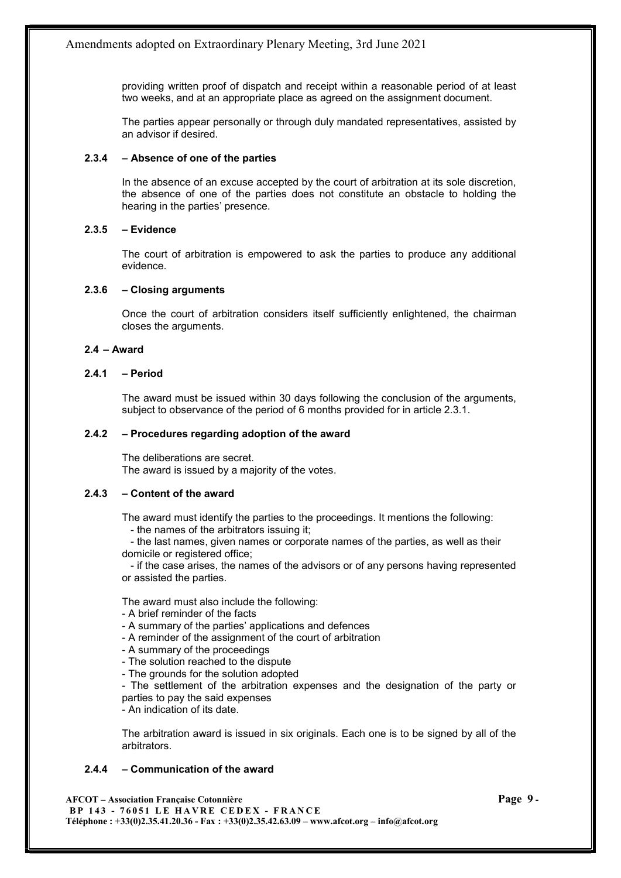providing written proof of dispatch and receipt within a reasonable period of at least two weeks, and at an appropriate place as agreed on the assignment document.

The parties appear personally or through duly mandated representatives, assisted by an advisor if desired.

#### 2.3.4 – Absence of one of the parties

In the absence of an excuse accepted by the court of arbitration at its sole discretion, the absence of one of the parties does not constitute an obstacle to holding the hearing in the parties' presence.

#### 2.3.5 – Evidence

The court of arbitration is empowered to ask the parties to produce any additional evidence.

#### 2.3.6 – Closing arguments

Once the court of arbitration considers itself sufficiently enlightened, the chairman closes the arguments.

### 2.4 – Award

#### 2.4.1 – Period

The award must be issued within 30 days following the conclusion of the arguments, subject to observance of the period of 6 months provided for in article 2.3.1.

#### 2.4.2 – Procedures regarding adoption of the award

The deliberations are secret.
The award is issued by a majority of the votes.

#### 2.4.3 – Content of the award

The award must identify the parties to the proceedings. It mentions the following:

- the names of the arbitrators issuing it;
- the last names, given names or corporate names of the parties, as well as their domicile or registered office;
- if the case arises, the names of the advisors or of any persons having represented or assisted the parties.

The award must also include the following:

- A brief reminder of the facts
- A summary of the parties' applications and defences
- A reminder of the assignment of the court of arbitration
- A summary of the proceedings
- The solution reached to the dispute
- The grounds for the solution adopted
- The settlement of the arbitration expenses and the designation of the party or parties to pay the said expenses
- An indication of its date.

The arbitration award is issued in six originals. Each one is to be signed by all of the arbitrators.

#### 2.4.4 – Communication of the award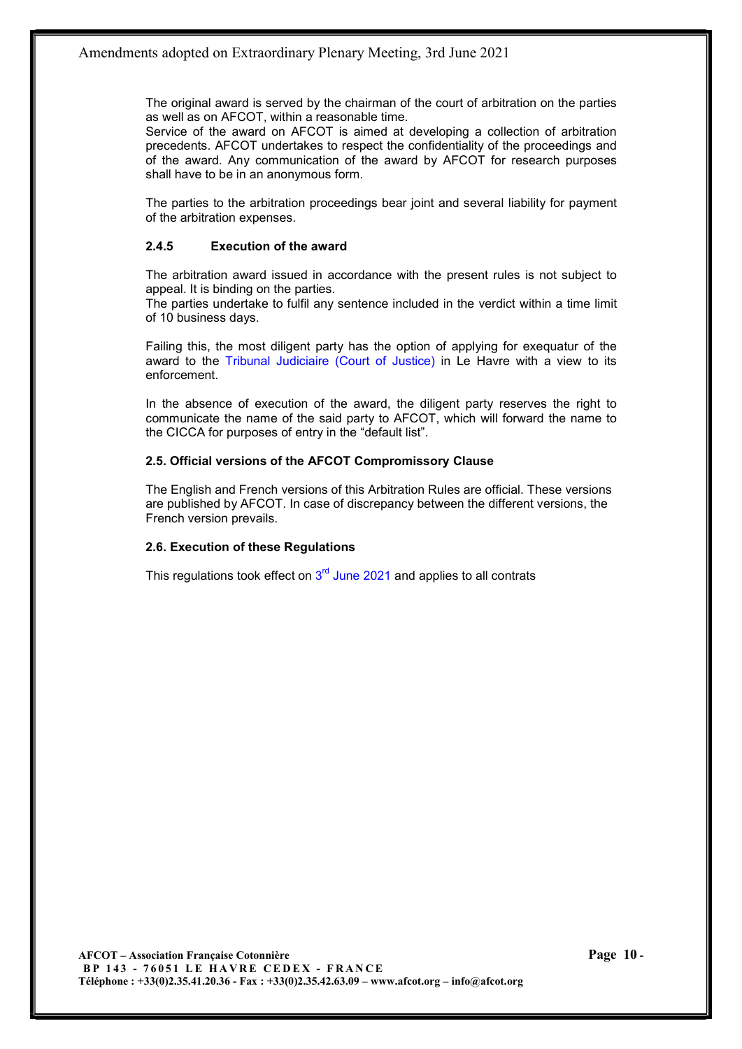The original award is served by the chairman of the court of arbitration on the parties as well as on AFCOT, within a reasonable time.
Service of the award on AFCOT is aimed at developing a collection of arbitration precedents. AFCOT undertakes to respect the confidentiality of the proceedings and of the award. Any communication of the award by AFCOT for research purposes shall have to be in an anonymous form.

The parties to the arbitration proceedings bear joint and several liability for payment of the arbitration expenses.

#### 2.4.5 Execution of the award

The arbitration award issued in accordance with the present rules is not subject to appeal. It is binding on the parties.
The parties undertake to fulfil any sentence included in the verdict within a time limit of 10 business days.

Failing this, the most diligent party has the option of applying for exequatur of the award to the Tribunal Judiciaire (Court of Justice) in Le Havre with a view to its enforcement.

In the absence of execution of the award, the diligent party reserves the right to communicate the name of the said party to AFCOT, which will forward the name to the CICCA for purposes of entry in the "default list".

### 2.5. Official versions of the AFCOT Compromissory Clause

The English and French versions of this Arbitration Rules are official. These versions are published by AFCOT. In case of discrepancy between the different versions, the French version prevails.

### 2.6. Execution of these Regulations

This regulations took effect on 3rd June 2021 and applies to all contrats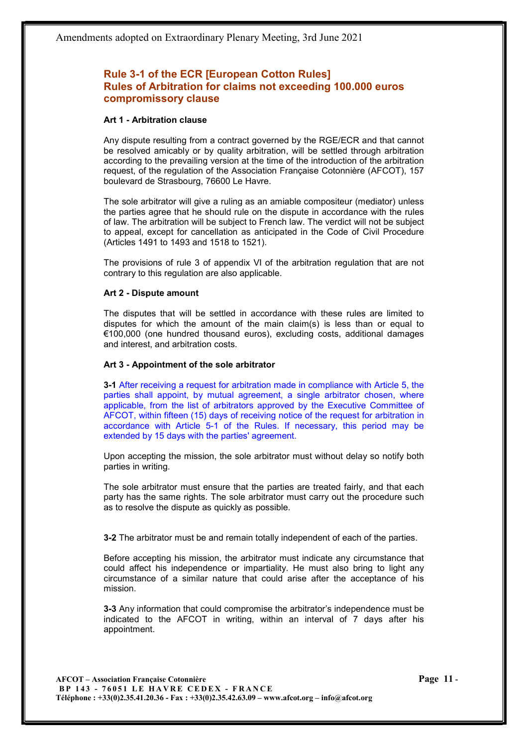## Rule 3-1 of the ECR [European Cotton Rules]
## Rules of Arbitration for claims not exceeding 100.000 euros compromissory clause

### Art 1 - Arbitration clause

Any dispute resulting from a contract governed by the RGE/ECR and that cannot be resolved amicably or by quality arbitration, will be settled through arbitration according to the prevailing version at the time of the introduction of the arbitration request, of the regulation of the Association Française Cotonnière (AFCOT), 157 boulevard de Strasbourg, 76600 Le Havre.

The sole arbitrator will give a ruling as an amiable compositeur (mediator) unless the parties agree that he should rule on the dispute in accordance with the rules of law. The arbitration will be subject to French law. The verdict will not be subject to appeal, except for cancellation as anticipated in the Code of Civil Procedure (Articles 1491 to 1493 and 1518 to 1521).

The provisions of rule 3 of appendix VI of the arbitration regulation that are not contrary to this regulation are also applicable.

### Art 2 - Dispute amount

The disputes that will be settled in accordance with these rules are limited to disputes for which the amount of the main claim(s) is less than or equal to €100,000 (one hundred thousand euros), excluding costs, additional damages and interest, and arbitration costs.

### Art 3 - Appointment of the sole arbitrator

**3-1** After receiving a request for arbitration made in compliance with Article 5, the parties shall appoint, by mutual agreement, a single arbitrator chosen, where applicable, from the list of arbitrators approved by the Executive Committee of AFCOT, within fifteen (15) days of receiving notice of the request for arbitration in accordance with Article 5-1 of the Rules. If necessary, this period may be extended by 15 days with the parties' agreement.

Upon accepting the mission, the sole arbitrator must without delay so notify both parties in writing.

The sole arbitrator must ensure that the parties are treated fairly, and that each party has the same rights. The sole arbitrator must carry out the procedure such as to resolve the dispute as quickly as possible.

**3-2** The arbitrator must be and remain totally independent of each of the parties.

Before accepting his mission, the arbitrator must indicate any circumstance that could affect his independence or impartiality. He must also bring to light any circumstance of a similar nature that could arise after the acceptance of his mission.

**3-3** Any information that could compromise the arbitrator's independence must be indicated to the AFCOT in writing, within an interval of 7 days after his appointment.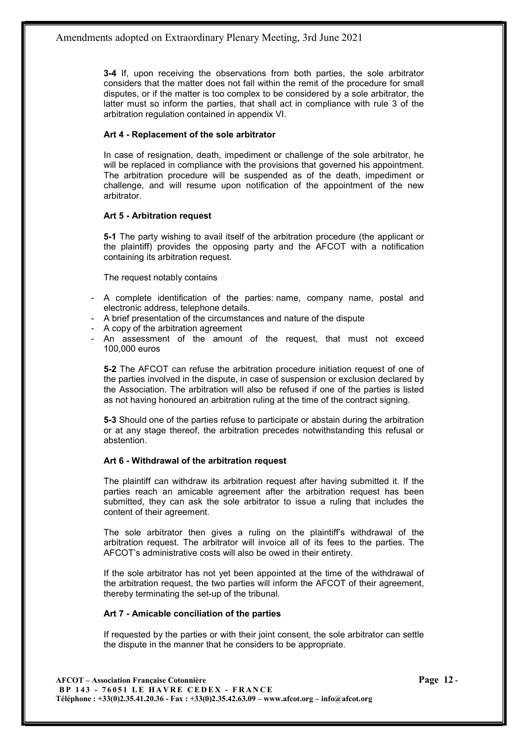**3-4** If, upon receiving the observations from both parties, the sole arbitrator considers that the matter does not fall within the remit of the procedure for small disputes, or if the matter is too complex to be considered by a sole arbitrator, the latter must so inform the parties, that shall act in compliance with rule 3 of the arbitration regulation contained in appendix VI.

**Art 4 - Replacement of the sole arbitrator**

In case of resignation, death, impediment or challenge of the sole arbitrator, he will be replaced in compliance with the provisions that governed his appointment. The arbitration procedure will be suspended as of the death, impediment or challenge, and will resume upon notification of the appointment of the new arbitrator.

**Art 5 - Arbitration request**

**5-1** The party wishing to avail itself of the arbitration procedure (the applicant or the plaintiff) provides the opposing party and the AFCOT with a notification containing its arbitration request.

The request notably contains

- A complete identification of the parties: name, company name, postal and electronic address, telephone details.
- A brief presentation of the circumstances and nature of the dispute
- A copy of the arbitration agreement
- An assessment of the amount of the request, that must not exceed 100,000 euros

**5-2** The AFCOT can refuse the arbitration procedure initiation request of one of the parties involved in the dispute, in case of suspension or exclusion declared by the Association. The arbitration will also be refused if one of the parties is listed as not having honoured an arbitration ruling at the time of the contract signing.

**5-3** Should one of the parties refuse to participate or abstain during the arbitration or at any stage thereof, the arbitration precedes notwithstanding this refusal or abstention.

**Art 6 - Withdrawal of the arbitration request**

The plaintiff can withdraw its arbitration request after having submitted it. If the parties reach an amicable agreement after the arbitration request has been submitted, they can ask the sole arbitrator to issue a ruling that includes the content of their agreement.

The sole arbitrator then gives a ruling on the plaintiff's withdrawal of the arbitration request. The arbitrator will invoice all of its fees to the parties. The AFCOT's administrative costs will also be owed in their entirety.

If the sole arbitrator has not yet been appointed at the time of the withdrawal of the arbitration request, the two parties will inform the AFCOT of their agreement, thereby terminating the set-up of the tribunal.

**Art 7 - Amicable conciliation of the parties**

If requested by the parties or with their joint consent, the sole arbitrator can settle the dispute in the manner that he considers to be appropriate.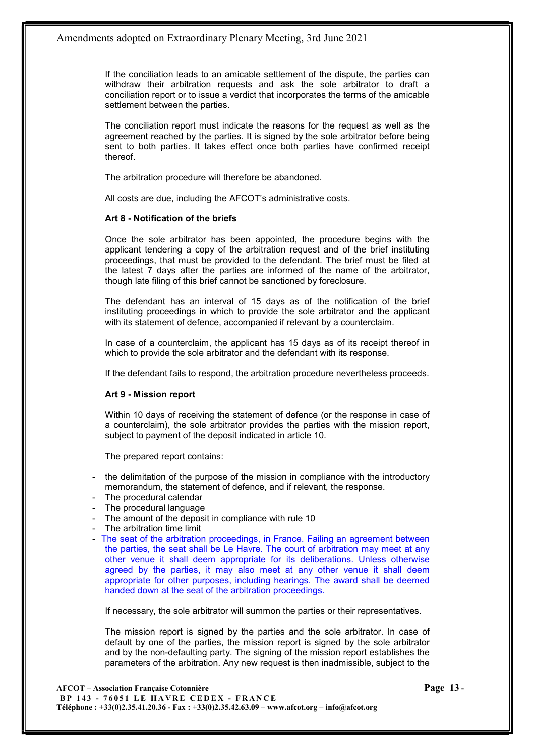If the conciliation leads to an amicable settlement of the dispute, the parties can withdraw their arbitration requests and ask the sole arbitrator to draft a conciliation report or to issue a verdict that incorporates the terms of the amicable settlement between the parties.

The conciliation report must indicate the reasons for the request as well as the agreement reached by the parties. It is signed by the sole arbitrator before being sent to both parties. It takes effect once both parties have confirmed receipt thereof.

The arbitration procedure will therefore be abandoned.

All costs are due, including the AFCOT's administrative costs.

**Art 8 - Notification of the briefs**

Once the sole arbitrator has been appointed, the procedure begins with the applicant tendering a copy of the arbitration request and of the brief instituting proceedings, that must be provided to the defendant. The brief must be filed at the latest 7 days after the parties are informed of the name of the arbitrator, though late filing of this brief cannot be sanctioned by foreclosure.

The defendant has an interval of 15 days as of the notification of the brief instituting proceedings in which to provide the sole arbitrator and the applicant with its statement of defence, accompanied if relevant by a counterclaim.

In case of a counterclaim, the applicant has 15 days as of its receipt thereof in which to provide the sole arbitrator and the defendant with its response.

If the defendant fails to respond, the arbitration procedure nevertheless proceeds.

**Art 9 - Mission report**

Within 10 days of receiving the statement of defence (or the response in case of a counterclaim), the sole arbitrator provides the parties with the mission report, subject to payment of the deposit indicated in article 10.

The prepared report contains:

- the delimitation of the purpose of the mission in compliance with the introductory memorandum, the statement of defence, and if relevant, the response.
- The procedural calendar
- The procedural language
- The amount of the deposit in compliance with rule 10
- The arbitration time limit
- The seat of the arbitration proceedings, in France. Failing an agreement between the parties, the seat shall be Le Havre. The court of arbitration may meet at any other venue it shall deem appropriate for its deliberations. Unless otherwise agreed by the parties, it may also meet at any other venue it shall deem appropriate for other purposes, including hearings. The award shall be deemed handed down at the seat of the arbitration proceedings.

If necessary, the sole arbitrator will summon the parties or their representatives.

The mission report is signed by the parties and the sole arbitrator. In case of default by one of the parties, the mission report is signed by the sole arbitrator and by the non-defaulting party. The signing of the mission report establishes the parameters of the arbitration. Any new request is then inadmissible, subject to the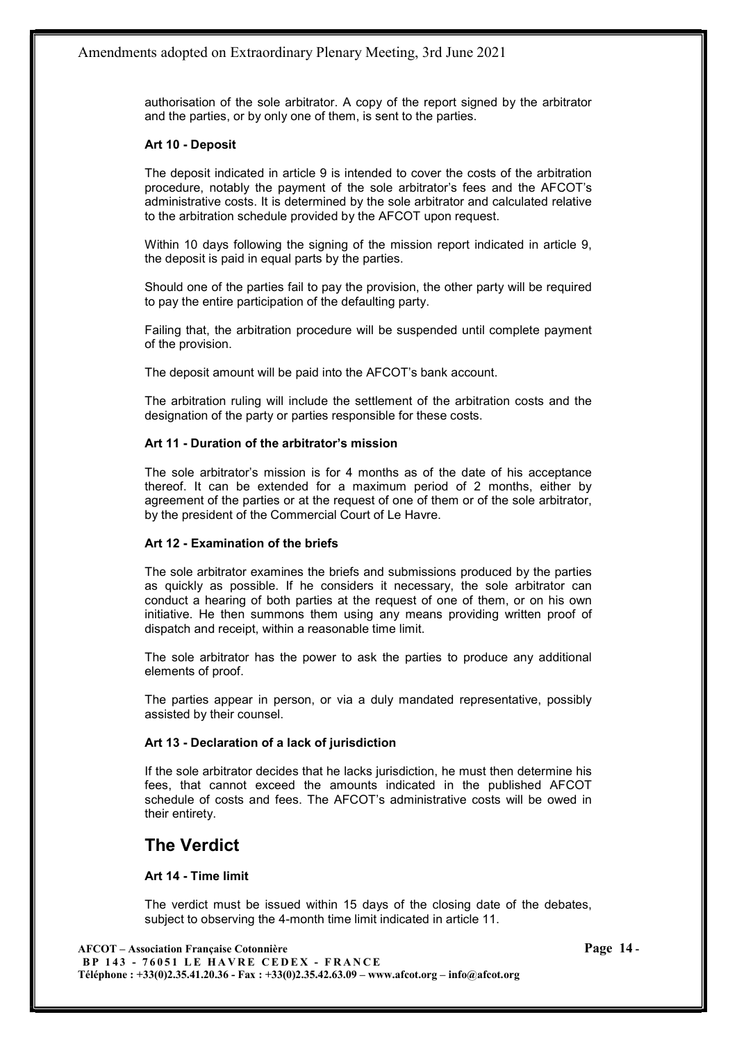authorisation of the sole arbitrator. A copy of the report signed by the arbitrator and the parties, or by only one of them, is sent to the parties.

**Art 10 - Deposit**

The deposit indicated in article 9 is intended to cover the costs of the arbitration procedure, notably the payment of the sole arbitrator's fees and the AFCOT's administrative costs. It is determined by the sole arbitrator and calculated relative to the arbitration schedule provided by the AFCOT upon request.

Within 10 days following the signing of the mission report indicated in article 9, the deposit is paid in equal parts by the parties.

Should one of the parties fail to pay the provision, the other party will be required to pay the entire participation of the defaulting party.

Failing that, the arbitration procedure will be suspended until complete payment of the provision.

The deposit amount will be paid into the AFCOT's bank account.

The arbitration ruling will include the settlement of the arbitration costs and the designation of the party or parties responsible for these costs.

**Art 11 - Duration of the arbitrator's mission**

The sole arbitrator's mission is for 4 months as of the date of his acceptance thereof. It can be extended for a maximum period of 2 months, either by agreement of the parties or at the request of one of them or of the sole arbitrator, by the president of the Commercial Court of Le Havre.

**Art 12 - Examination of the briefs**

The sole arbitrator examines the briefs and submissions produced by the parties as quickly as possible. If he considers it necessary, the sole arbitrator can conduct a hearing of both parties at the request of one of them, or on his own initiative. He then summons them using any means providing written proof of dispatch and receipt, within a reasonable time limit.

The sole arbitrator has the power to ask the parties to produce any additional elements of proof.

The parties appear in person, or via a duly mandated representative, possibly assisted by their counsel.

**Art 13 - Declaration of a lack of jurisdiction**

If the sole arbitrator decides that he lacks jurisdiction, he must then determine his fees, that cannot exceed the amounts indicated in the published AFCOT schedule of costs and fees. The AFCOT's administrative costs will be owed in their entirety.

## The Verdict

**Art 14 - Time limit**

The verdict must be issued within 15 days of the closing date of the debates, subject to observing the 4-month time limit indicated in article 11.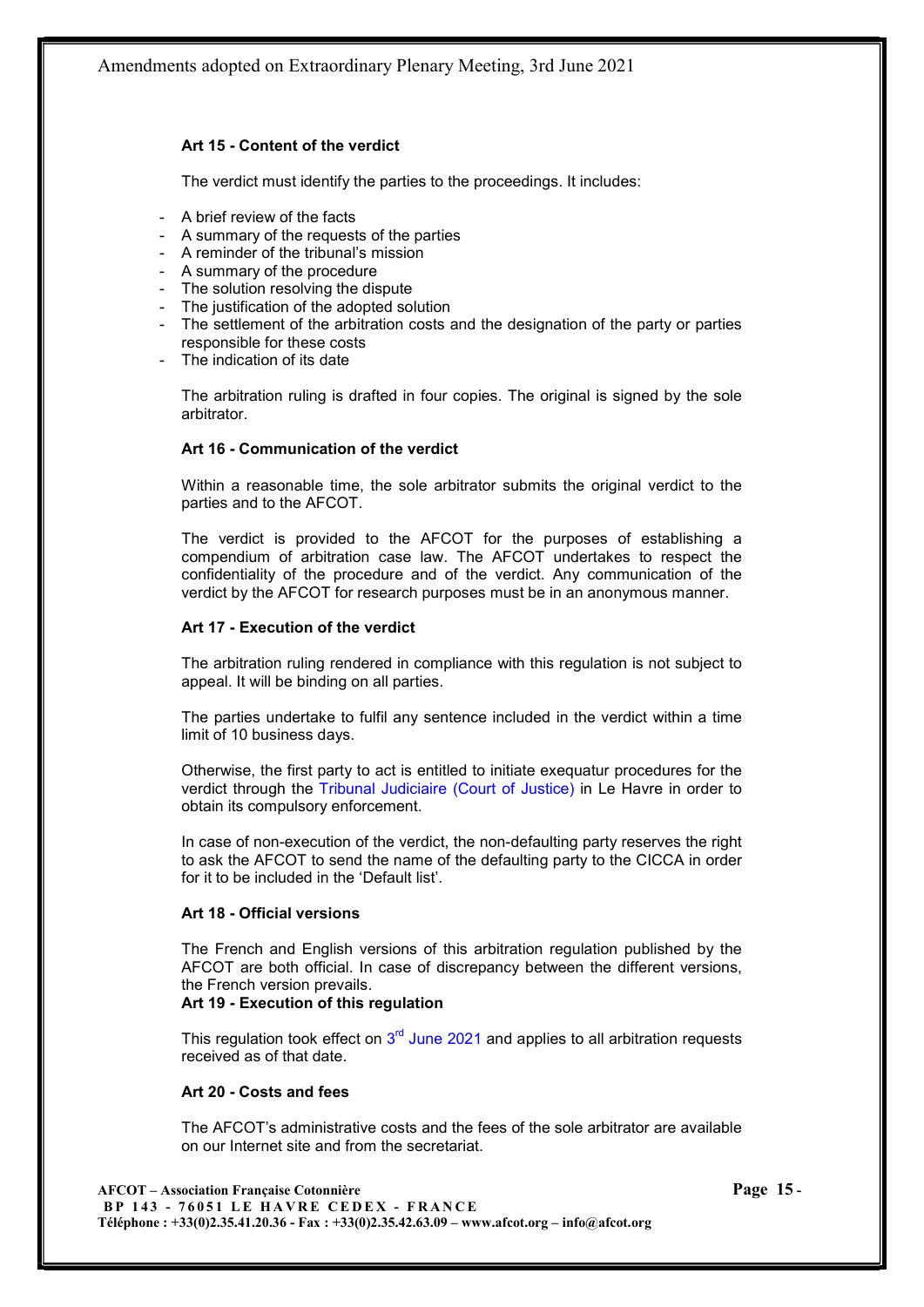### Art 15 - Content of the verdict

The verdict must identify the parties to the proceedings. It includes:

- A brief review of the facts
- A summary of the requests of the parties
- A reminder of the tribunal's mission
- A summary of the procedure
- The solution resolving the dispute
- The justification of the adopted solution
- The settlement of the arbitration costs and the designation of the party or parties responsible for these costs
- The indication of its date

The arbitration ruling is drafted in four copies. The original is signed by the sole arbitrator.

### Art 16 - Communication of the verdict

Within a reasonable time, the sole arbitrator submits the original verdict to the parties and to the AFCOT.

The verdict is provided to the AFCOT for the purposes of establishing a compendium of arbitration case law. The AFCOT undertakes to respect the confidentiality of the procedure and of the verdict. Any communication of the verdict by the AFCOT for research purposes must be in an anonymous manner.

### Art 17 - Execution of the verdict

The arbitration ruling rendered in compliance with this regulation is not subject to appeal. It will be binding on all parties.

The parties undertake to fulfil any sentence included in the verdict within a time limit of 10 business days.

Otherwise, the first party to act is entitled to initiate exequatur procedures for the verdict through the Tribunal Judiciaire (Court of Justice) in Le Havre in order to obtain its compulsory enforcement.

In case of non-execution of the verdict, the non-defaulting party reserves the right to ask the AFCOT to send the name of the defaulting party to the CICCA in order for it to be included in the 'Default list'.

### Art 18 - Official versions

The French and English versions of this arbitration regulation published by the AFCOT are both official. In case of discrepancy between the different versions, the French version prevails.

### Art 19 - Execution of this regulation

This regulation took effect on 3rd June 2021 and applies to all arbitration requests received as of that date.

### Art 20 - Costs and fees

The AFCOT's administrative costs and the fees of the sole arbitrator are available on our Internet site and from the secretariat.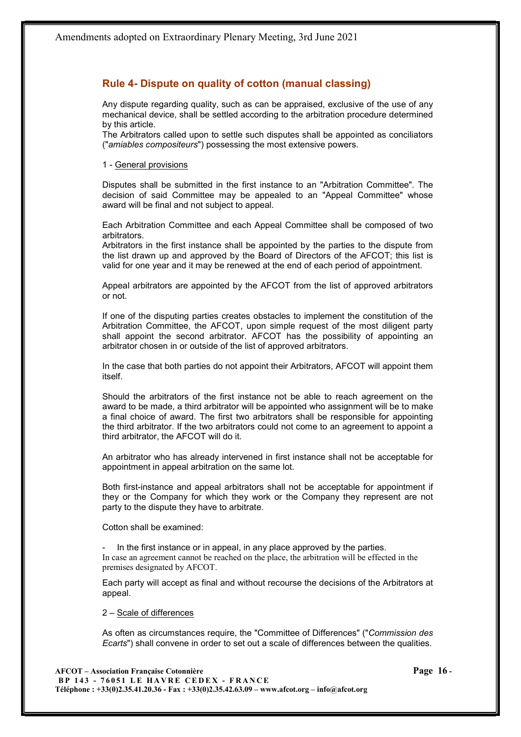## Rule 4- Dispute on quality of cotton (manual classing)

Any dispute regarding quality, such as can be appraised, exclusive of the use of any mechanical device, shall be settled according to the arbitration procedure determined by this article.
The Arbitrators called upon to settle such disputes shall be appointed as conciliators ("*amiables compositeurs*") possessing the most extensive powers.

1 - General provisions

Disputes shall be submitted in the first instance to an "Arbitration Committee". The decision of said Committee may be appealed to an "Appeal Committee" whose award will be final and not subject to appeal.

Each Arbitration Committee and each Appeal Committee shall be composed of two arbitrators.
Arbitrators in the first instance shall be appointed by the parties to the dispute from the list drawn up and approved by the Board of Directors of the AFCOT; this list is valid for one year and it may be renewed at the end of each period of appointment.

Appeal arbitrators are appointed by the AFCOT from the list of approved arbitrators or not.

If one of the disputing parties creates obstacles to implement the constitution of the Arbitration Committee, the AFCOT, upon simple request of the most diligent party shall appoint the second arbitrator. AFCOT has the possibility of appointing an arbitrator chosen in or outside of the list of approved arbitrators.

In the case that both parties do not appoint their Arbitrators, AFCOT will appoint them itself.

Should the arbitrators of the first instance not be able to reach agreement on the award to be made, a third arbitrator will be appointed who assignment will be to make a final choice of award. The first two arbitrators shall be responsible for appointing the third arbitrator. If the two arbitrators could not come to an agreement to appoint a third arbitrator, the AFCOT will do it.

An arbitrator who has already intervened in first instance shall not be acceptable for appointment in appeal arbitration on the same lot.

Both first-instance and appeal arbitrators shall not be acceptable for appointment if they or the Company for which they work or the Company they represent are not party to the dispute they have to arbitrate.

Cotton shall be examined:

- In the first instance or in appeal, in any place approved by the parties.

In case an agreement cannot be reached on the place, the arbitration will be effected in the premises designated by AFCOT.

Each party will accept as final and without recourse the decisions of the Arbitrators at appeal.

2 – Scale of differences

As often as circumstances require, the "Committee of Differences" ("*Commission des Ecarts*") shall convene in order to set out a scale of differences between the qualities.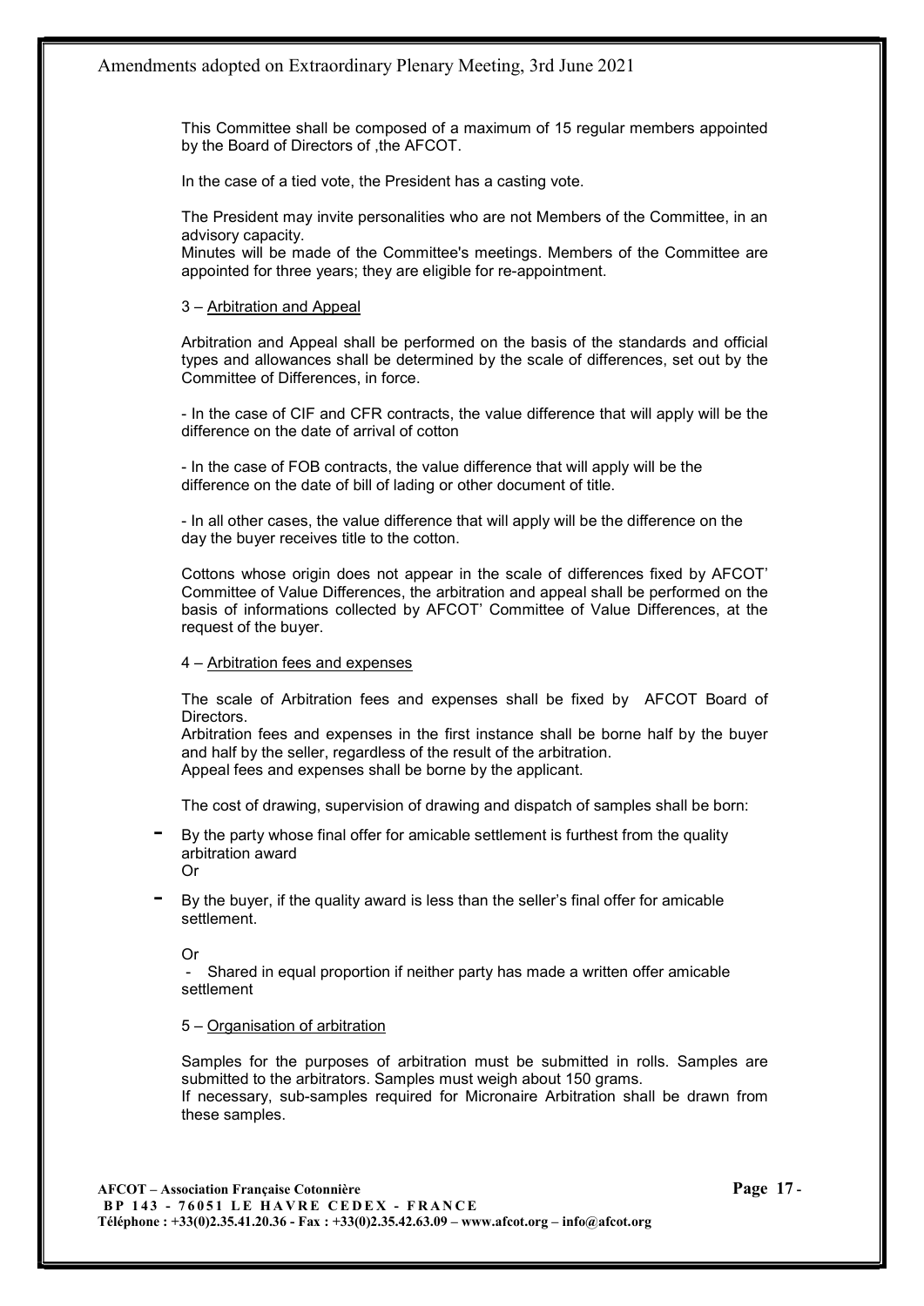This Committee shall be composed of a maximum of 15 regular members appointed by the Board of Directors of ,the AFCOT.

In the case of a tied vote, the President has a casting vote.

The President may invite personalities who are not Members of the Committee, in an advisory capacity.
Minutes will be made of the Committee's meetings. Members of the Committee are appointed for three years; they are eligible for re-appointment.

3 – Arbitration and Appeal

Arbitration and Appeal shall be performed on the basis of the standards and official types and allowances shall be determined by the scale of differences, set out by the Committee of Differences, in force.

- In the case of CIF and CFR contracts, the value difference that will apply will be the difference on the date of arrival of cotton

- In the case of FOB contracts, the value difference that will apply will be the difference on the date of bill of lading or other document of title.

- In all other cases, the value difference that will apply will be the difference on the day the buyer receives title to the cotton.

Cottons whose origin does not appear in the scale of differences fixed by AFCOT' Committee of Value Differences, the arbitration and appeal shall be performed on the basis of informations collected by AFCOT' Committee of Value Differences, at the request of the buyer.

4 – Arbitration fees and expenses

The scale of Arbitration fees and expenses shall be fixed by AFCOT Board of Directors.
Arbitration fees and expenses in the first instance shall be borne half by the buyer and half by the seller, regardless of the result of the arbitration.
Appeal fees and expenses shall be borne by the applicant.

The cost of drawing, supervision of drawing and dispatch of samples shall be born:

- By the party whose final offer for amicable settlement is furthest from the quality arbitration award
  Or
- By the buyer, if the quality award is less than the seller's final offer for amicable settlement.

  Or
- Shared in equal proportion if neither party has made a written offer amicable settlement

5 – Organisation of arbitration

Samples for the purposes of arbitration must be submitted in rolls. Samples are submitted to the arbitrators. Samples must weigh about 150 grams.
If necessary, sub-samples required for Micronaire Arbitration shall be drawn from these samples.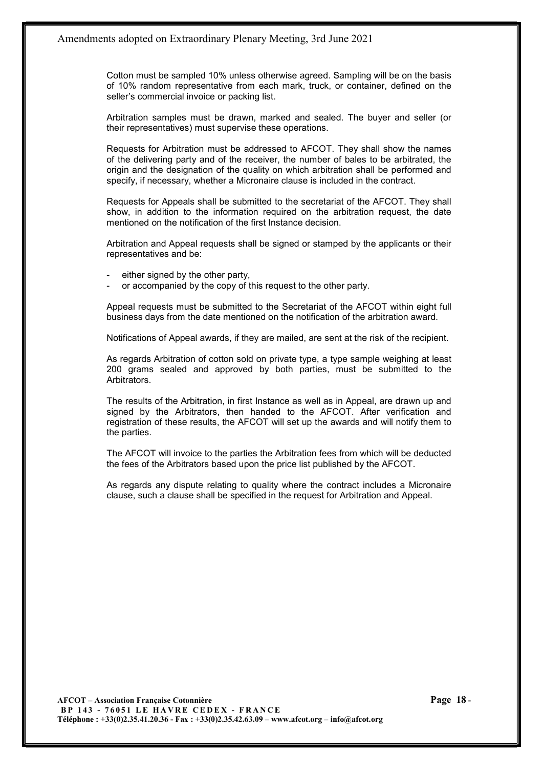Cotton must be sampled 10% unless otherwise agreed. Sampling will be on the basis of 10% random representative from each mark, truck, or container, defined on the seller's commercial invoice or packing list.

Arbitration samples must be drawn, marked and sealed. The buyer and seller (or their representatives) must supervise these operations.

Requests for Arbitration must be addressed to AFCOT. They shall show the names of the delivering party and of the receiver, the number of bales to be arbitrated, the origin and the designation of the quality on which arbitration shall be performed and specify, if necessary, whether a Micronaire clause is included in the contract.

Requests for Appeals shall be submitted to the secretariat of the AFCOT. They shall show, in addition to the information required on the arbitration request, the date mentioned on the notification of the first Instance decision.

Arbitration and Appeal requests shall be signed or stamped by the applicants or their representatives and be:

- either signed by the other party,
- or accompanied by the copy of this request to the other party.

Appeal requests must be submitted to the Secretariat of the AFCOT within eight full business days from the date mentioned on the notification of the arbitration award.

Notifications of Appeal awards, if they are mailed, are sent at the risk of the recipient.

As regards Arbitration of cotton sold on private type, a type sample weighing at least 200 grams sealed and approved by both parties, must be submitted to the Arbitrators.

The results of the Arbitration, in first Instance as well as in Appeal, are drawn up and signed by the Arbitrators, then handed to the AFCOT. After verification and registration of these results, the AFCOT will set up the awards and will notify them to the parties.

The AFCOT will invoice to the parties the Arbitration fees from which will be deducted the fees of the Arbitrators based upon the price list published by the AFCOT.

As regards any dispute relating to quality where the contract includes a Micronaire clause, such a clause shall be specified in the request for Arbitration and Appeal.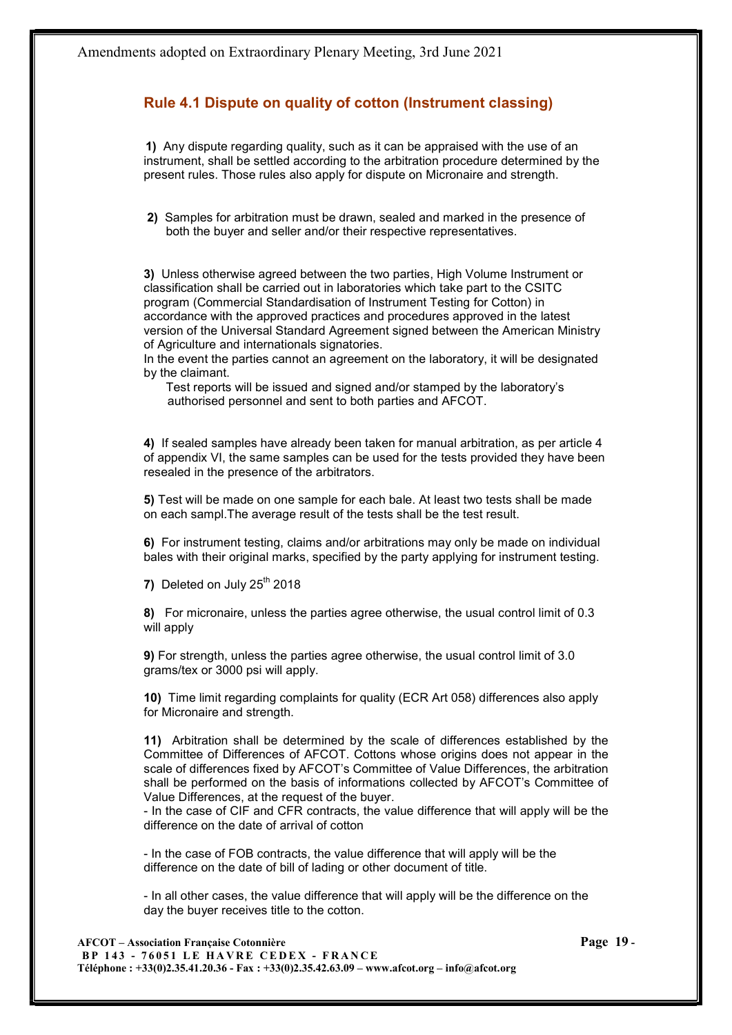## Rule 4.1 Dispute on quality of cotton (Instrument classing)

**1)** Any dispute regarding quality, such as it can be appraised with the use of an instrument, shall be settled according to the arbitration procedure determined by the present rules. Those rules also apply for dispute on Micronaire and strength.

**2)** Samples for arbitration must be drawn, sealed and marked in the presence of both the buyer and seller and/or their respective representatives.

**3)** Unless otherwise agreed between the two parties, High Volume Instrument or classification shall be carried out in laboratories which take part to the CSITC program (Commercial Standardisation of Instrument Testing for Cotton) in accordance with the approved practices and procedures approved in the latest version of the Universal Standard Agreement signed between the American Ministry of Agriculture and internationals signatories.
In the event the parties cannot an agreement on the laboratory, it will be designated by the claimant.
Test reports will be issued and signed and/or stamped by the laboratory's authorised personnel and sent to both parties and AFCOT.

**4)** If sealed samples have already been taken for manual arbitration, as per article 4 of appendix VI, the same samples can be used for the tests provided they have been resealed in the presence of the arbitrators.

**5)** Test will be made on one sample for each bale. At least two tests shall be made on each sampl.The average result of the tests shall be the test result.

**6)** For instrument testing, claims and/or arbitrations may only be made on individual bales with their original marks, specified by the party applying for instrument testing.

**7)** Deleted on July 25th 2018

**8)** For micronaire, unless the parties agree otherwise, the usual control limit of 0.3 will apply

**9)** For strength, unless the parties agree otherwise, the usual control limit of 3.0 grams/tex or 3000 psi will apply.

**10)** Time limit regarding complaints for quality (ECR Art 058) differences also apply for Micronaire and strength.

**11)** Arbitration shall be determined by the scale of differences established by the Committee of Differences of AFCOT. Cottons whose origins does not appear in the scale of differences fixed by AFCOT's Committee of Value Differences, the arbitration shall be performed on the basis of informations collected by AFCOT's Committee of Value Differences, at the request of the buyer.

- In the case of CIF and CFR contracts, the value difference that will apply will be the difference on the date of arrival of cotton

- In the case of FOB contracts, the value difference that will apply will be the difference on the date of bill of lading or other document of title.

- In all other cases, the value difference that will apply will be the difference on the day the buyer receives title to the cotton.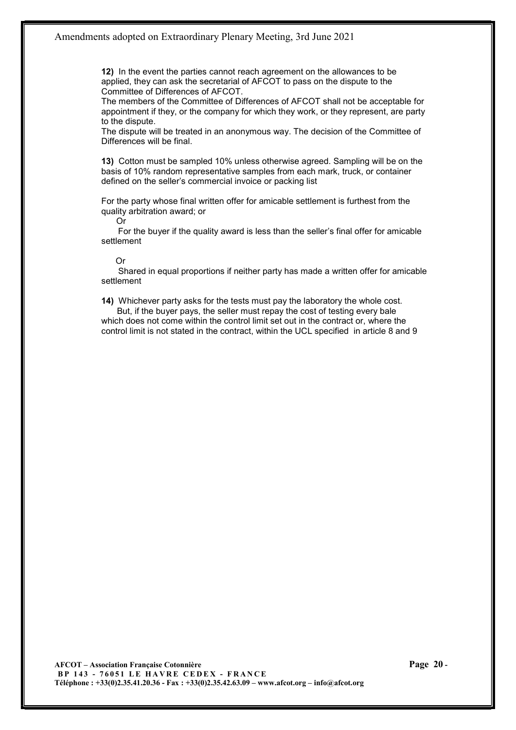**12)** In the event the parties cannot reach agreement on the allowances to be applied, they can ask the secretarial of AFCOT to pass on the dispute to the Committee of Differences of AFCOT.
The members of the Committee of Differences of AFCOT shall not be acceptable for appointment if they, or the company for which they work, or they represent, are party to the dispute.
The dispute will be treated in an anonymous way. The decision of the Committee of Differences will be final.

**13)** Cotton must be sampled 10% unless otherwise agreed. Sampling will be on the basis of 10% random representative samples from each mark, truck, or container defined on the seller's commercial invoice or packing list

For the party whose final written offer for amicable settlement is furthest from the quality arbitration award; or

Or

For the buyer if the quality award is less than the seller's final offer for amicable settlement

Or

Shared in equal proportions if neither party has made a written offer for amicable settlement

**14)** Whichever party asks for the tests must pay the laboratory the whole cost.
But, if the buyer pays, the seller must repay the cost of testing every bale which does not come within the control limit set out in the contract or, where the control limit is not stated in the contract, within the UCL specified in article 8 and 9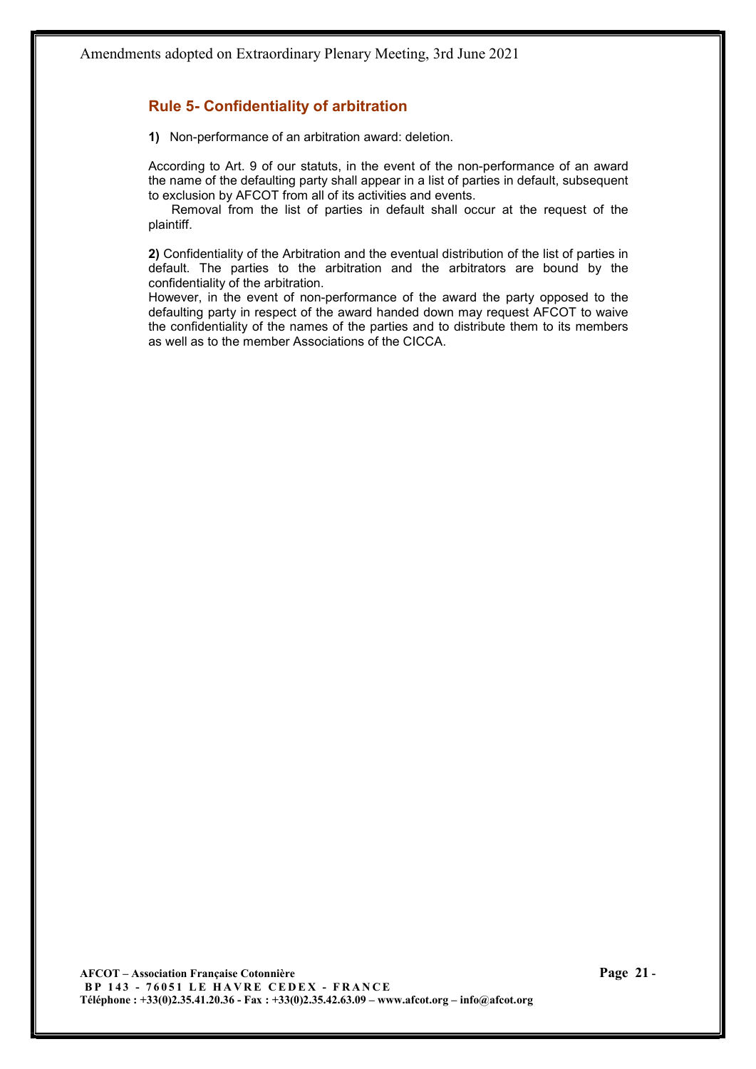## Rule 5- Confidentiality of arbitration

**1)** Non-performance of an arbitration award: deletion.

According to Art. 9 of our statuts, in the event of the non-performance of an award the name of the defaulting party shall appear in a list of parties in default, subsequent to exclusion by AFCOT from all of its activities and events.

Removal from the list of parties in default shall occur at the request of the plaintiff.

**2)** Confidentiality of the Arbitration and the eventual distribution of the list of parties in default. The parties to the arbitration and the arbitrators are bound by the confidentiality of the arbitration.

However, in the event of non-performance of the award the party opposed to the defaulting party in respect of the award handed down may request AFCOT to waive the confidentiality of the names of the parties and to distribute them to its members as well as to the member Associations of the CICCA.